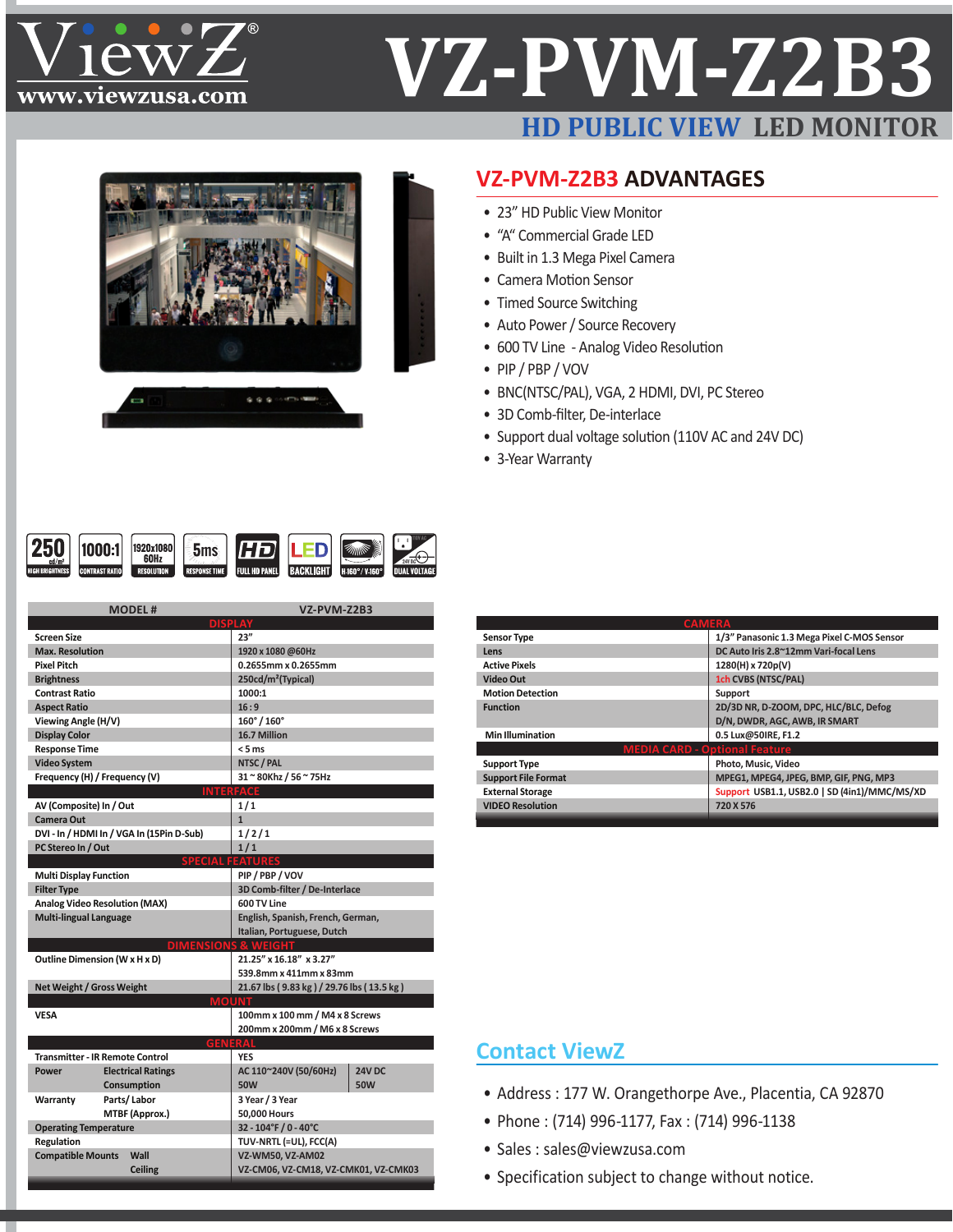# VZ-PVM-Z2B3

ViewZ® www.viewzusa.com

## HD PUBLIC VIEW LED MONITOR

## VZ-PVM-Z2B3 ADVANTAGES

- 23" HD Public View Monitor
- "A" Commercial Grade LED
- Built in 1.3 Mega Pixel Camera
- Camera Motion Sensor
- Timed Source Switching
- Auto Power / Source Recovery
- 600 TV Line - Analog Video Resolution
- PIP / PBP / VOV
- BNC(NTSC/PAL), VGA, 2 HDMI, DVI, PC Stereo
- 3D Comb-filter, De-interlace
- Support dual voltage solution (110V AC and 24V DC)
- 3-Year Warranty

250 cd/m² HIGH BRIGHTNESS | 1000:1 CONTRAST RATIO | 1920x1080 60Hz RESOLUTION | 5ms RESPONSE TIME | HD FULL HD PANEL | LED BACKLIGHT | H:160°/V:160° | 110V AC 24V DC DUAL VOLTAGE

| MODEL # | VZ-PVM-Z2B3 | |
|---|---|---|
| **DISPLAY** | | |
| Screen Size | 23" | |
| Max. Resolution | 1920 x 1080 @60Hz | |
| Pixel Pitch | 0.2655mm x 0.2655mm | |
| Brightness | 250cd/m²(Typical) | |
| Contrast Ratio | 1000:1 | |
| Aspect Ratio | 16 : 9 | |
| Viewing Angle (H/V) | 160° / 160° | |
| Display Color | 16.7 Million | |
| Response Time | < 5 ms | |
| Video System | NTSC / PAL | |
| Frequency (H) / Frequency (V) | 31 ~ 80Khz / 56 ~ 75Hz | |
| **INTERFACE** | | |
| AV (Composite) In / Out | 1 / 1 | |
| Camera Out | 1 | |
| DVI - In / HDMI In / VGA In (15Pin D-Sub) | 1 / 2 / 1 | |
| PC Stereo In / Out | 1 / 1 | |
| **SPECIAL FEATURES** | | |
| Multi Display Function | PIP / PBP / VOV | |
| Filter Type | 3D Comb-filter / De-Interlace | |
| Analog Video Resolution (MAX) | 600 TV Line | |
| Multi-lingual Language | English, Spanish, French, German, Italian, Portuguese, Dutch | |
| **DIMENSIONS & WEIGHT** | | |
| Outline Dimension (W x H x D) | 21.25" x 16.18" x 3.27" 539.8mm x 411mm x 83mm | |
| Net Weight / Gross Weight | 21.67 lbs ( 9.83 kg ) / 29.76 lbs ( 13.5 kg ) | |
| **MOUNT** | | |
| VESA | 100mm x 100 mm / M4 x 8 Screws 200mm x 200mm / M6 x 8 Screws | |
| **GENERAL** | | |
| Transmitter - IR Remote Control | YES | |
| Power — Electrical Ratings | AC 110~240V (50/60Hz) | 24V DC |
| Power — Consumption | 50W | 50W |
| Warranty — Parts/ Labor | 3 Year / 3 Year | |
| Warranty — MTBF (Approx.) | 50,000 Hours | |
| Operating Temperature | 32 - 104°F / 0 - 40°C | |
| Regulation | TUV-NRTL (=UL), FCC(A) | |
| Compatible Mounts — Wall | VZ-WM50, VZ-AM02 | |
| Compatible Mounts — Ceiling | VZ-CM06, VZ-CM18, VZ-CMK01, VZ-CMK03 | |

| CAMERA | |
|---|---|
| Sensor Type | 1/3" Panasonic 1.3 Mega Pixel C-MOS Sensor |
| Lens | DC Auto Iris 2.8~12mm Vari-focal Lens |
| Active Pixels | 1280(H) x 720p(V) |
| Video Out | 1ch CVBS (NTSC/PAL) |
| Motion Detection | Support |
| Function | 2D/3D NR, D-ZOOM, DPC, HLC/BLC, Defog D/N, DWDR, AGC, AWB, IR SMART |
| Min Illumination | 0.5 Lux@50IRE, F1.2 |
| **MEDIA CARD - Optional Feature** | |
| Support Type | Photo, Music, Video |
| Support File Format | MPEG1, MPEG4, JPEG, BMP, GIF, PNG, MP3 |
| External Storage | Support USB1.1, USB2.0 \| SD (4in1)/MMC/MS/XD |
| VIDEO Resolution | 720 X 576 |

## Contact ViewZ

- Address : 177 W. Orangethorpe Ave., Placentia, CA 92870
- Phone : (714) 996-1177, Fax : (714) 996-1138
- Sales : sales@viewzusa.com
- Specification subject to change without notice.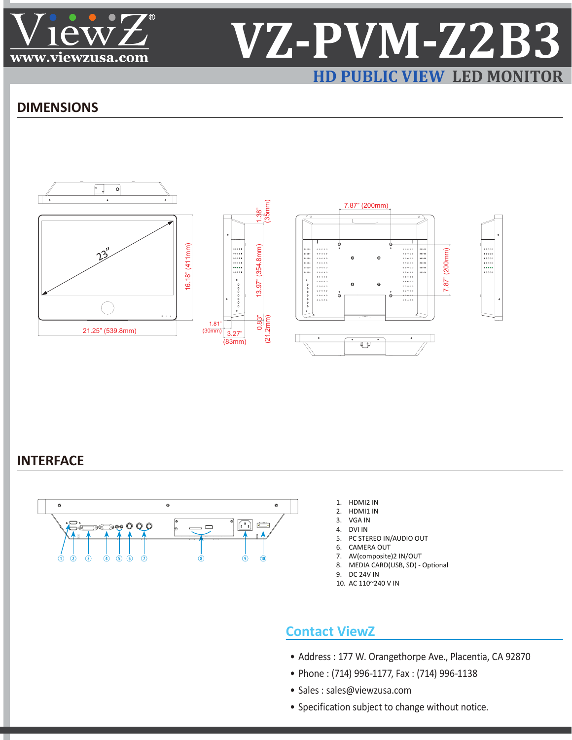# VZ-PVM-Z2B3

HD PUBLIC VIEW LED MONITOR

## DIMENSIONS

23"

16.18" (411mm)

21.25" (539.8mm)

1.38" (35mm)

13.97" (354.8mm)

0.83" (21.2mm)

1.81" (30mm)

3.27" (83mm)

7.87" (200mm)

7.87" (200mm)

## INTERFACE

1. HDMI2 IN
2. HDMI1 IN
3. VGA IN
4. DVI IN
5. PC STEREO IN/AUDIO OUT
6. CAMERA OUT
7. AV(composite)2 IN/OUT
8. MEDIA CARD(USB, SD) - Optional
9. DC 24V IN
10. AC 110~240 V IN

## Contact ViewZ

- Address : 177 W. Orangethorpe Ave., Placentia, CA 92870
- Phone : (714) 996-1177, Fax : (714) 996-1138
- Sales : sales@viewzusa.com
- Specification subject to change without notice.